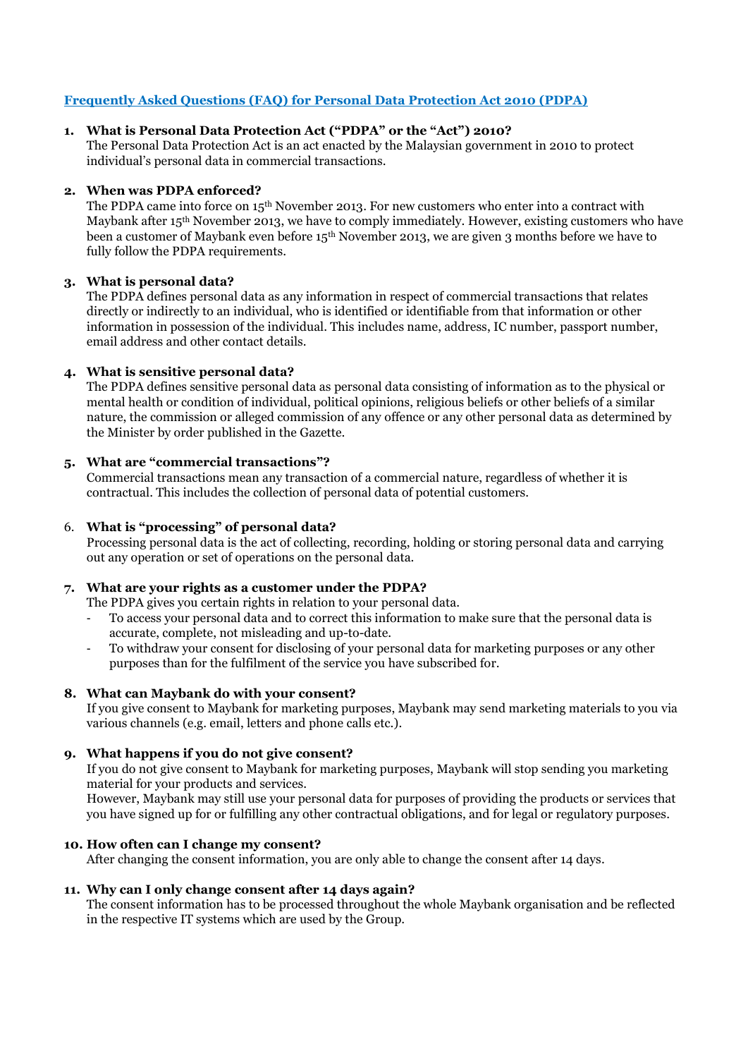## Frequently Asked Questions (FAQ) for Personal Data Protection Act 2010 (PDPA)

1. **What is Personal Data Protection Act ("PDPA" or the "Act") 2010?**
   The Personal Data Protection Act is an act enacted by the Malaysian government in 2010 to protect individual's personal data in commercial transactions.

2. **When was PDPA enforced?**
   The PDPA came into force on 15th November 2013. For new customers who enter into a contract with Maybank after 15th November 2013, we have to comply immediately. However, existing customers who have been a customer of Maybank even before 15th November 2013, we are given 3 months before we have to fully follow the PDPA requirements.

3. **What is personal data?**
   The PDPA defines personal data as any information in respect of commercial transactions that relates directly or indirectly to an individual, who is identified or identifiable from that information or other information in possession of the individual. This includes name, address, IC number, passport number, email address and other contact details.

4. **What is sensitive personal data?**
   The PDPA defines sensitive personal data as personal data consisting of information as to the physical or mental health or condition of individual, political opinions, religious beliefs or other beliefs of a similar nature, the commission or alleged commission of any offence or any other personal data as determined by the Minister by order published in the Gazette.

5. **What are "commercial transactions"?**
   Commercial transactions mean any transaction of a commercial nature, regardless of whether it is contractual. This includes the collection of personal data of potential customers.

6. **What is "processing" of personal data?**
   Processing personal data is the act of collecting, recording, holding or storing personal data and carrying out any operation or set of operations on the personal data.

7. **What are your rights as a customer under the PDPA?**
   The PDPA gives you certain rights in relation to your personal data.
   - To access your personal data and to correct this information to make sure that the personal data is accurate, complete, not misleading and up-to-date.
   - To withdraw your consent for disclosing of your personal data for marketing purposes or any other purposes than for the fulfilment of the service you have subscribed for.

8. **What can Maybank do with your consent?**
   If you give consent to Maybank for marketing purposes, Maybank may send marketing materials to you via various channels (e.g. email, letters and phone calls etc.).

9. **What happens if you do not give consent?**
   If you do not give consent to Maybank for marketing purposes, Maybank will stop sending you marketing material for your products and services.
   However, Maybank may still use your personal data for purposes of providing the products or services that you have signed up for or fulfilling any other contractual obligations, and for legal or regulatory purposes.

10. **How often can I change my consent?**
    After changing the consent information, you are only able to change the consent after 14 days.

11. **Why can I only change consent after 14 days again?**
    The consent information has to be processed throughout the whole Maybank organisation and be reflected in the respective IT systems which are used by the Group.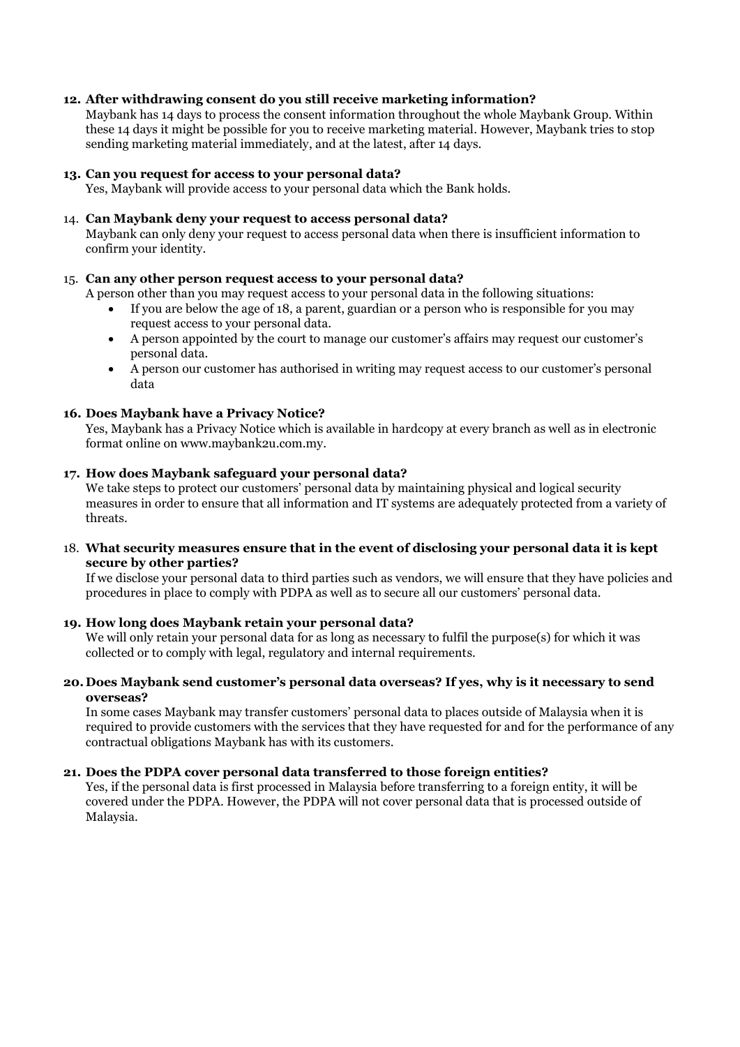**12. After withdrawing consent do you still receive marketing information?**

Maybank has 14 days to process the consent information throughout the whole Maybank Group. Within these 14 days it might be possible for you to receive marketing material. However, Maybank tries to stop sending marketing material immediately, and at the latest, after 14 days.

**13. Can you request for access to your personal data?**

Yes, Maybank will provide access to your personal data which the Bank holds.

14. **Can Maybank deny your request to access personal data?**

Maybank can only deny your request to access personal data when there is insufficient information to confirm your identity.

15. **Can any other person request access to your personal data?**

A person other than you may request access to your personal data in the following situations:

- If you are below the age of 18, a parent, guardian or a person who is responsible for you may request access to your personal data.
- A person appointed by the court to manage our customer's affairs may request our customer's personal data.
- A person our customer has authorised in writing may request access to our customer's personal data

**16. Does Maybank have a Privacy Notice?**

Yes, Maybank has a Privacy Notice which is available in hardcopy at every branch as well as in electronic format online on www.maybank2u.com.my.

**17. How does Maybank safeguard your personal data?**

We take steps to protect our customers' personal data by maintaining physical and logical security measures in order to ensure that all information and IT systems are adequately protected from a variety of threats.

18. **What security measures ensure that in the event of disclosing your personal data it is kept secure by other parties?**

If we disclose your personal data to third parties such as vendors, we will ensure that they have policies and procedures in place to comply with PDPA as well as to secure all our customers' personal data.

**19. How long does Maybank retain your personal data?**

We will only retain your personal data for as long as necessary to fulfil the purpose(s) for which it was collected or to comply with legal, regulatory and internal requirements.

**20. Does Maybank send customer's personal data overseas? If yes, why is it necessary to send overseas?**

In some cases Maybank may transfer customers' personal data to places outside of Malaysia when it is required to provide customers with the services that they have requested for and for the performance of any contractual obligations Maybank has with its customers.

**21. Does the PDPA cover personal data transferred to those foreign entities?**

Yes, if the personal data is first processed in Malaysia before transferring to a foreign entity, it will be covered under the PDPA. However, the PDPA will not cover personal data that is processed outside of Malaysia.